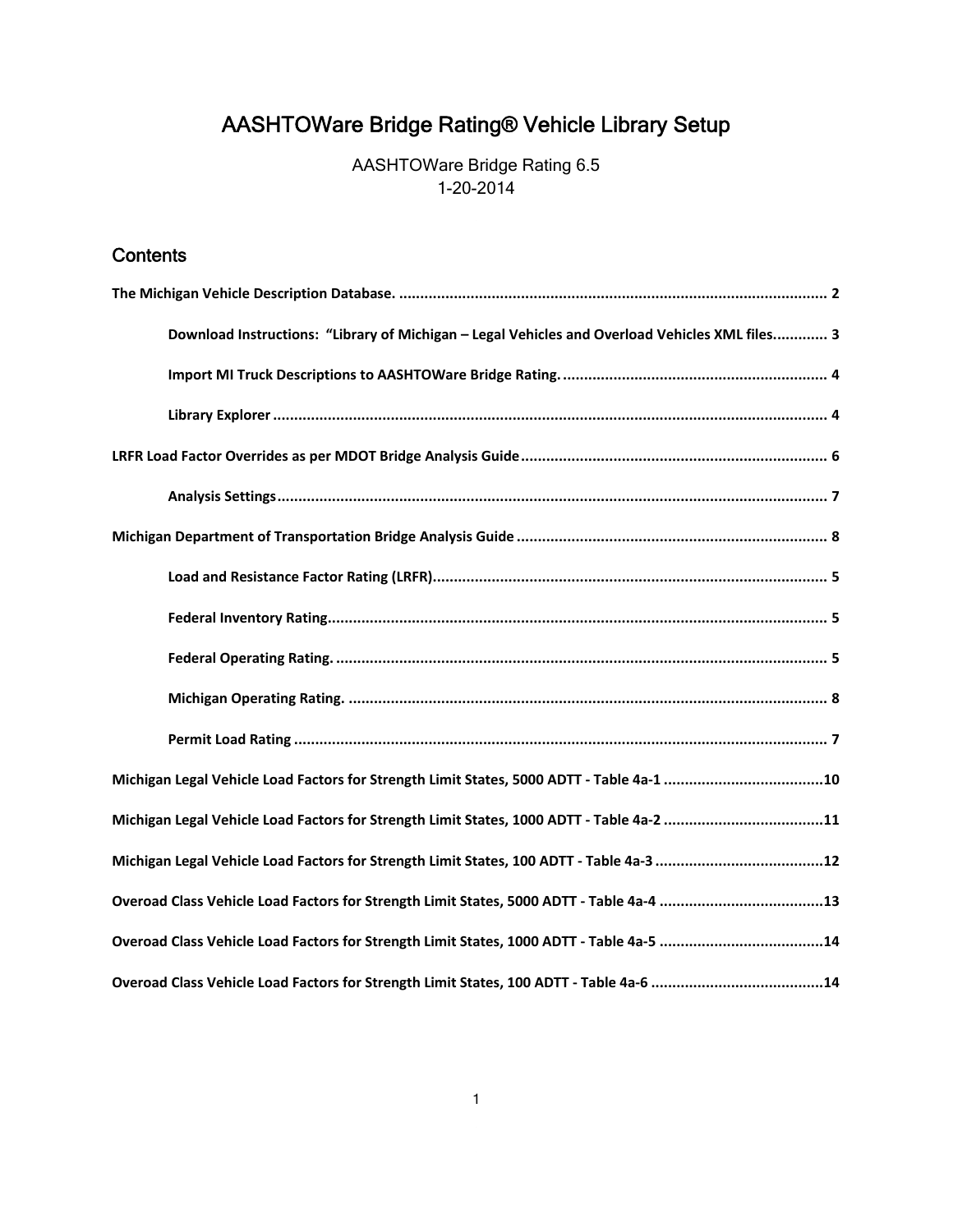# AASHTOWare Bridge Rating® Vehicle Library Setup

AASHTOWare Bridge Rating 6.5
1-20-2014

## Contents

**The Michigan Vehicle Description Database.** ..................................................................................................... 2

- **Download Instructions: "Library of Michigan – Legal Vehicles and Overload Vehicles XML files.** ............ 3
- **Import MI Truck Descriptions to AASHTOWare Bridge Rating.** ............................................................... 4
- **Library Explorer** .................................................................................................................................... 4

**LRFR Load Factor Overrides as per MDOT Bridge Analysis Guide** ........................................................................ 6

- **Analysis Settings** .................................................................................................................................. 7

**Michigan Department of Transportation Bridge Analysis Guide** .......................................................................... 8

- **Load and Resistance Factor Rating (LRFR)** ............................................................................................. 5
- **Federal Inventory Rating** ....................................................................................................................... 5
- **Federal Operating Rating.** ..................................................................................................................... 5
- **Michigan Operating Rating.** .................................................................................................................. 8
- **Permit Load Rating** ............................................................................................................................... 7

**Michigan Legal Vehicle Load Factors for Strength Limit States, 5000 ADTT - Table 4a-1** ......................................10

**Michigan Legal Vehicle Load Factors for Strength Limit States, 1000 ADTT - Table 4a-2** ......................................11

**Michigan Legal Vehicle Load Factors for Strength Limit States, 100 ADTT - Table 4a-3** ........................................12

**Overoad Class Vehicle Load Factors for Strength Limit States, 5000 ADTT - Table 4a-4** .......................................13

**Overoad Class Vehicle Load Factors for Strength Limit States, 1000 ADTT - Table 4a-5** .......................................14

**Overoad Class Vehicle Load Factors for Strength Limit States, 100 ADTT - Table 4a-6** .........................................14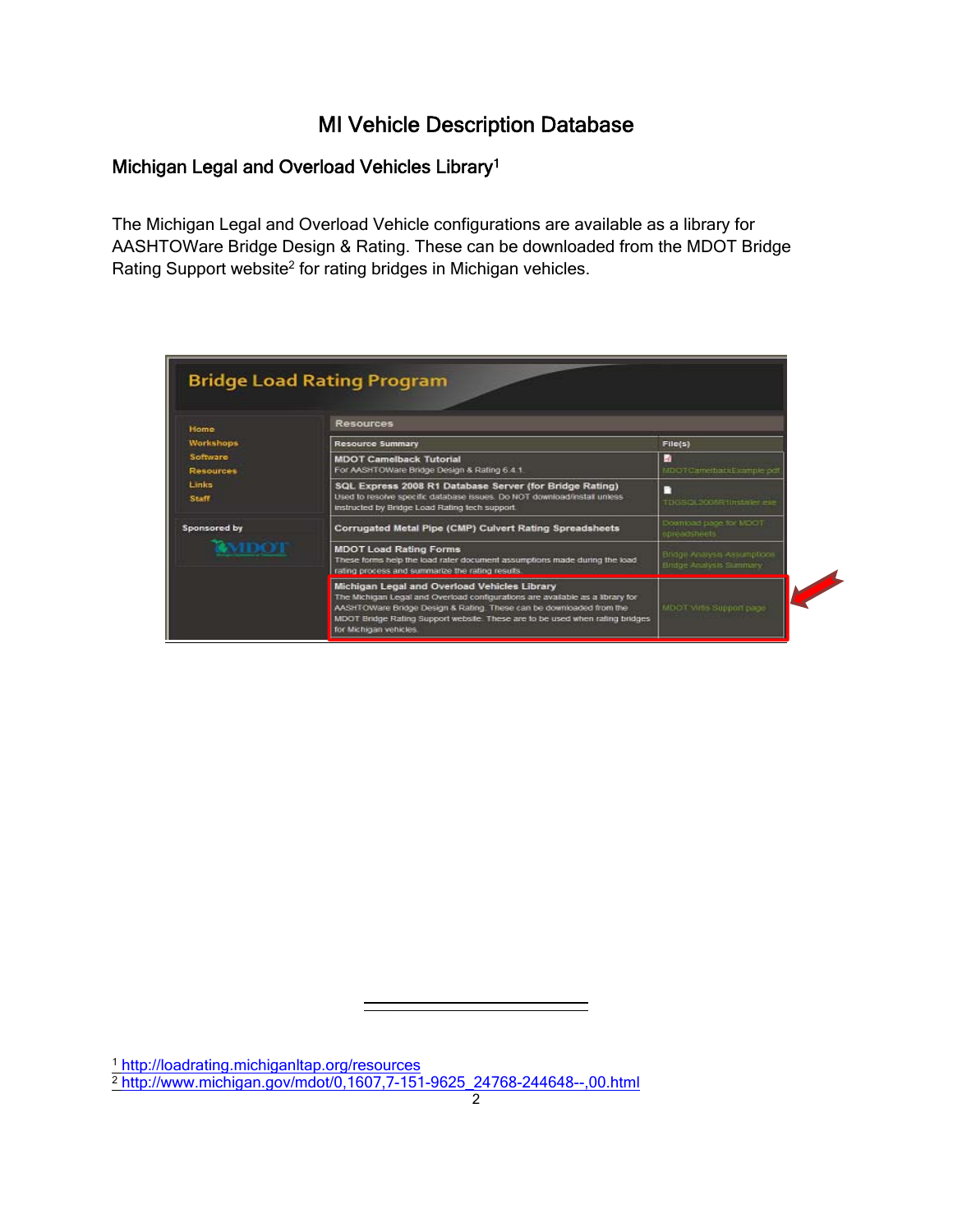# MI Vehicle Description Database

## Michigan Legal and Overload Vehicles Library[1]

The Michigan Legal and Overload Vehicle configurations are available as a library for AASHTOWare Bridge Design & Rating. These can be downloaded from the MDOT Bridge Rating Support website[2] for rating bridges in Michigan vehicles.

---

[1] http://loadrating.michiganltap.org/resources

[2] http://www.michigan.gov/mdot/0,1607,7-151-9625_24768-244648--,00.html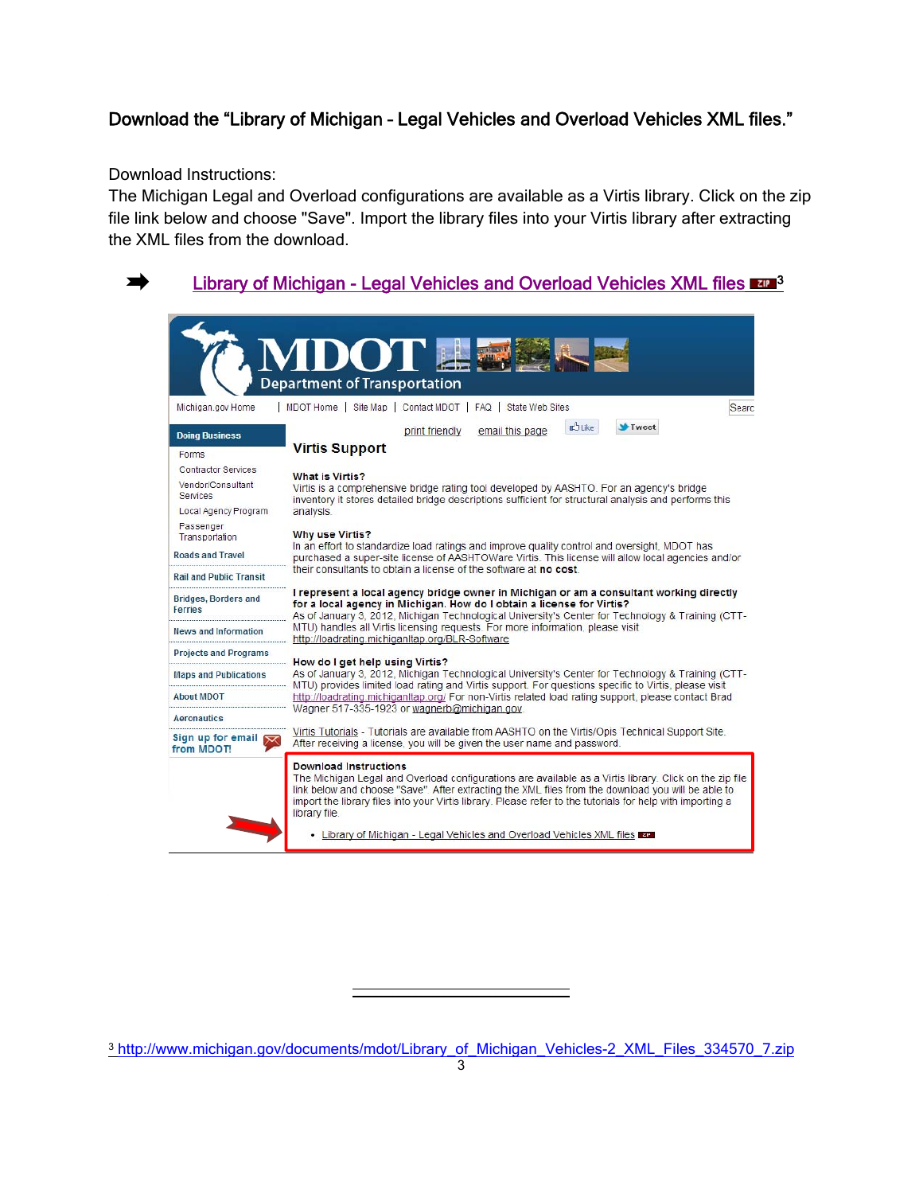### Download the "Library of Michigan - Legal Vehicles and Overload Vehicles XML files."

Download Instructions:
The Michigan Legal and Overload configurations are available as a Virtis library. Click on the zip file link below and choose "Save". Import the library files into your Virtis library after extracting the XML files from the download.

➡ Library of Michigan - Legal Vehicles and Overload Vehicles XML files ZIP[3]

MDOT Department of Transportation

Michigan.gov Home | MDOT Home | Site Map | Contact MDOT | FAQ | State Web Sites

Doing Business
- Forms
- Contractor Services
- Vendor/Consultant Services
- Local Agency Program
- Passenger Transportation

Roads and Travel
Rail and Public Transit
Bridges, Borders and Ferries
News and Information
Projects and Programs
Maps and Publications
About MDOT
Aeronautics
Sign up for email from MDOT!

print friendly email this page Like Tweet

**Virtis Support**

**What is Virtis?**
Virtis is a comprehensive bridge rating tool developed by AASHTO. For an agency's bridge inventory it stores detailed bridge descriptions sufficient for structural analysis and performs this analysis.

**Why use Virtis?**
In an effort to standardize load ratings and improve quality control and oversight, MDOT has purchased a super-site license of AASHTOWare Virtis. This license will allow local agencies and/or their consultants to obtain a license of the software at **no cost**.

**I represent a local agency bridge owner in Michigan or am a consultant working directly for a local agency in Michigan. How do I obtain a license for Virtis?**
As of January 3, 2012, Michigan Technological University's Center for Technology & Training (CTT-MTU) handles all Virtis licensing requests. For more information, please visit http://loadrating.michiganltap.org/BLR-Software

**How do I get help using Virtis?**
As of January 3, 2012, Michigan Technological University's Center for Technology & Training (CTT-MTU) provides limited load rating and Virtis support. For questions specific to Virtis, please visit http://loadrating.michiganltap.org/ For non-Virtis related load rating support, please contact Brad Wagner 517-335-1923 or wagnerb@michigan.gov

Virtis Tutorials - Tutorials are available from AASHTO on the Virtis/Opis Technical Support Site. After receiving a license, you will be given the user name and password.

**Download Instructions**
The Michigan Legal and Overload configurations are available as a Virtis library. Click on the zip file link below and choose "Save". After extracting the XML files from the download you will be able to import the library files into your Virtis library. Please refer to the tutorials for help with importing a library file.

- Library of Michigan - Legal Vehicles and Overload Vehicles XML files ZIP

---

[3] http://www.michigan.gov/documents/mdot/Library_of_Michigan_Vehicles-2_XML_Files_334570_7.zip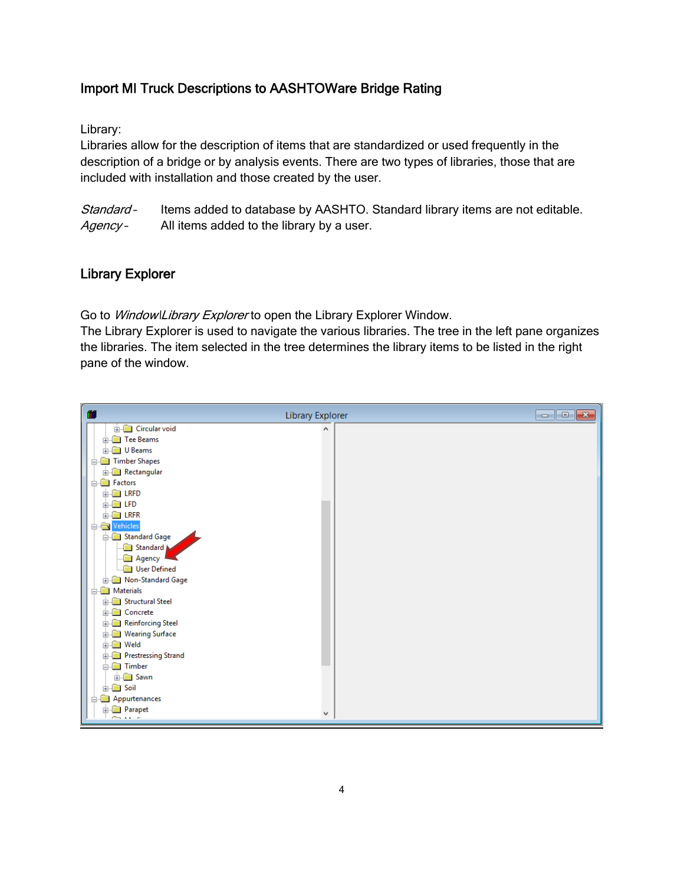## Import MI Truck Descriptions to AASHTOWare Bridge Rating

Library:
Libraries allow for the description of items that are standardized or used frequently in the description of a bridge or by analysis events. There are two types of libraries, those that are included with installation and those created by the user.

*Standard* - Items added to database by AASHTO. Standard library items are not editable.
*Agency* - All items added to the library by a user.

## Library Explorer

Go to *Window\Library Explorer* to open the Library Explorer Window.
The Library Explorer is used to navigate the various libraries. The tree in the left pane organizes the libraries. The item selected in the tree determines the library items to be listed in the right pane of the window.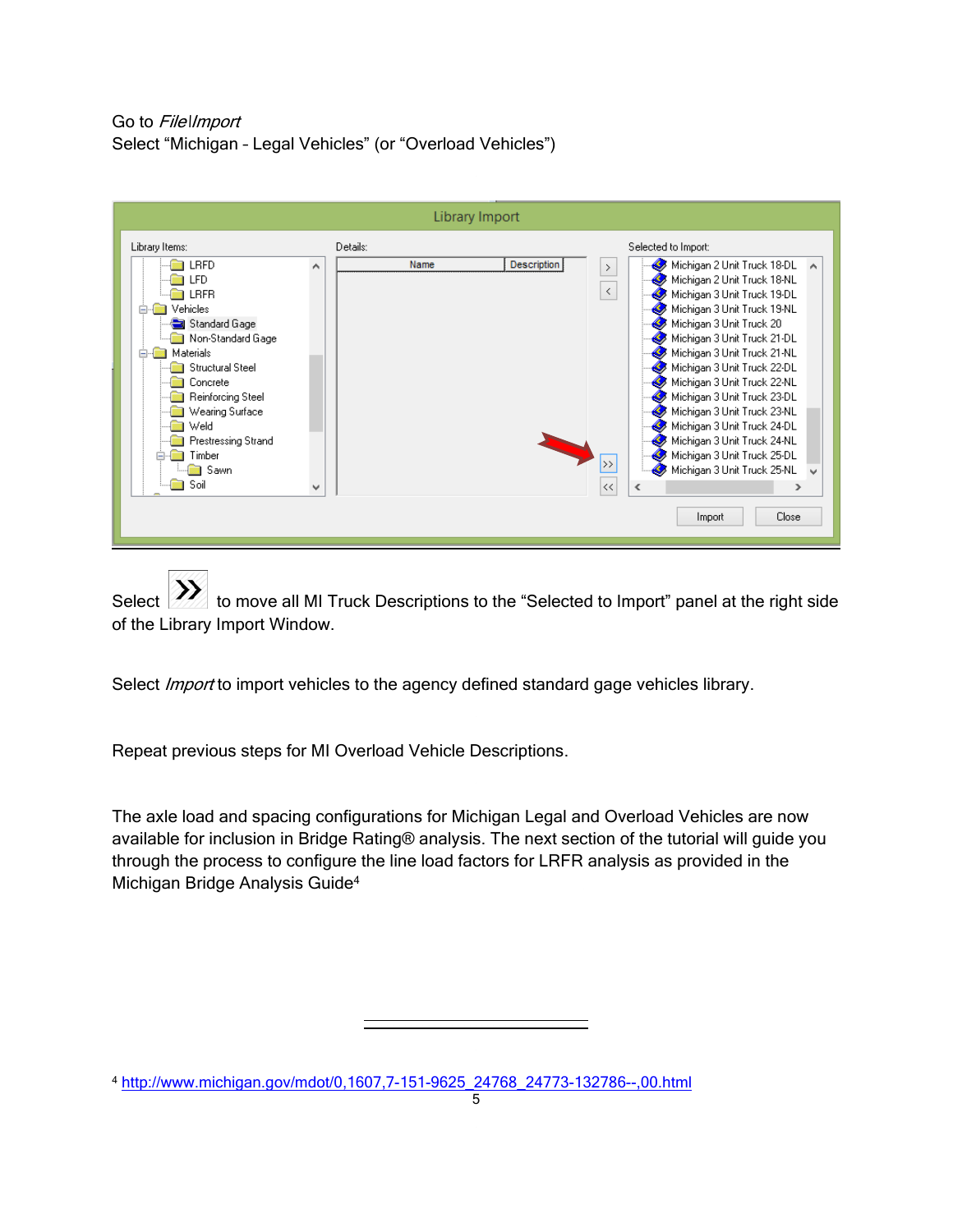Go to *File/Import*
Select “Michigan - Legal Vehicles” (or “Overload Vehicles”)

Select » to move all MI Truck Descriptions to the “Selected to Import” panel at the right side of the Library Import Window.

Select *Import* to import vehicles to the agency defined standard gage vehicles library.

Repeat previous steps for MI Overload Vehicle Descriptions.

The axle load and spacing configurations for Michigan Legal and Overload Vehicles are now available for inclusion in Bridge Rating® analysis. The next section of the tutorial will guide you through the process to configure the line load factors for LRFR analysis as provided in the Michigan Bridge Analysis Guide[4]

---

[4] http://www.michigan.gov/mdot/0,1607,7-151-9625_24768_24773-132786--,00.html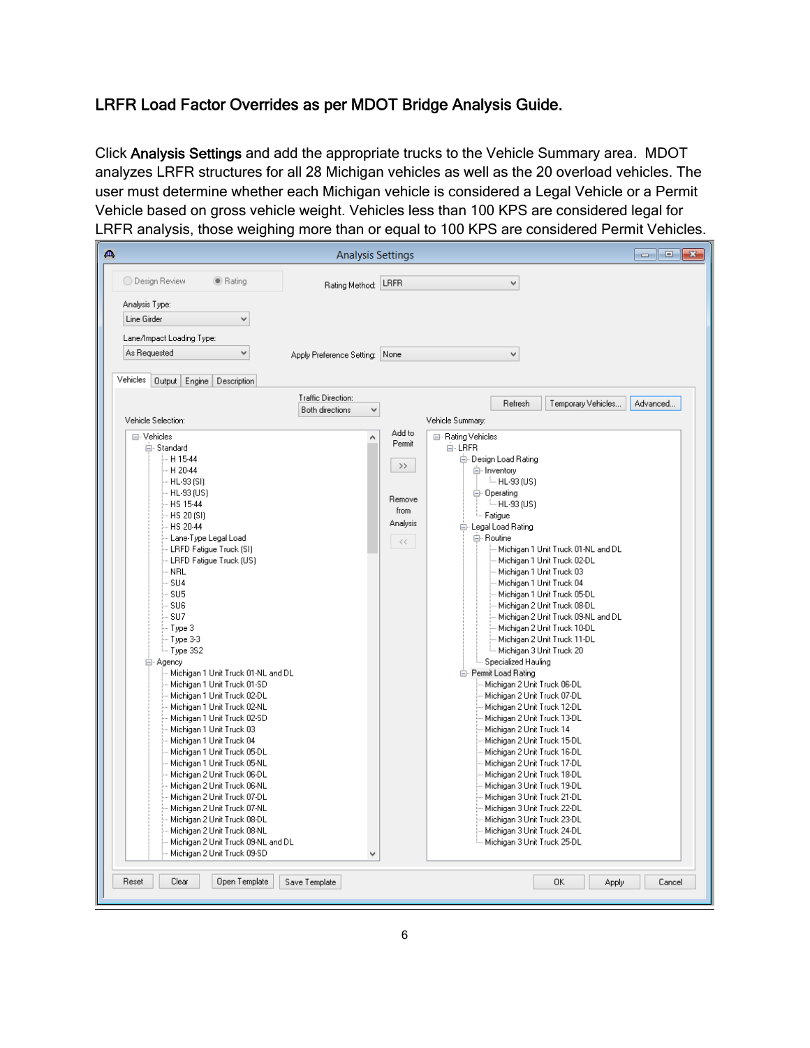### LRFR Load Factor Overrides as per MDOT Bridge Analysis Guide.

Click **Analysis Settings** and add the appropriate trucks to the Vehicle Summary area. MDOT analyzes LRFR structures for all 28 Michigan vehicles as well as the 20 overload vehicles. The user must determine whether each Michigan vehicle is considered a Legal Vehicle or a Permit Vehicle based on gross vehicle weight. Vehicles less than 100 KPS are considered legal for LRFR analysis, those weighing more than or equal to 100 KPS are considered Permit Vehicles.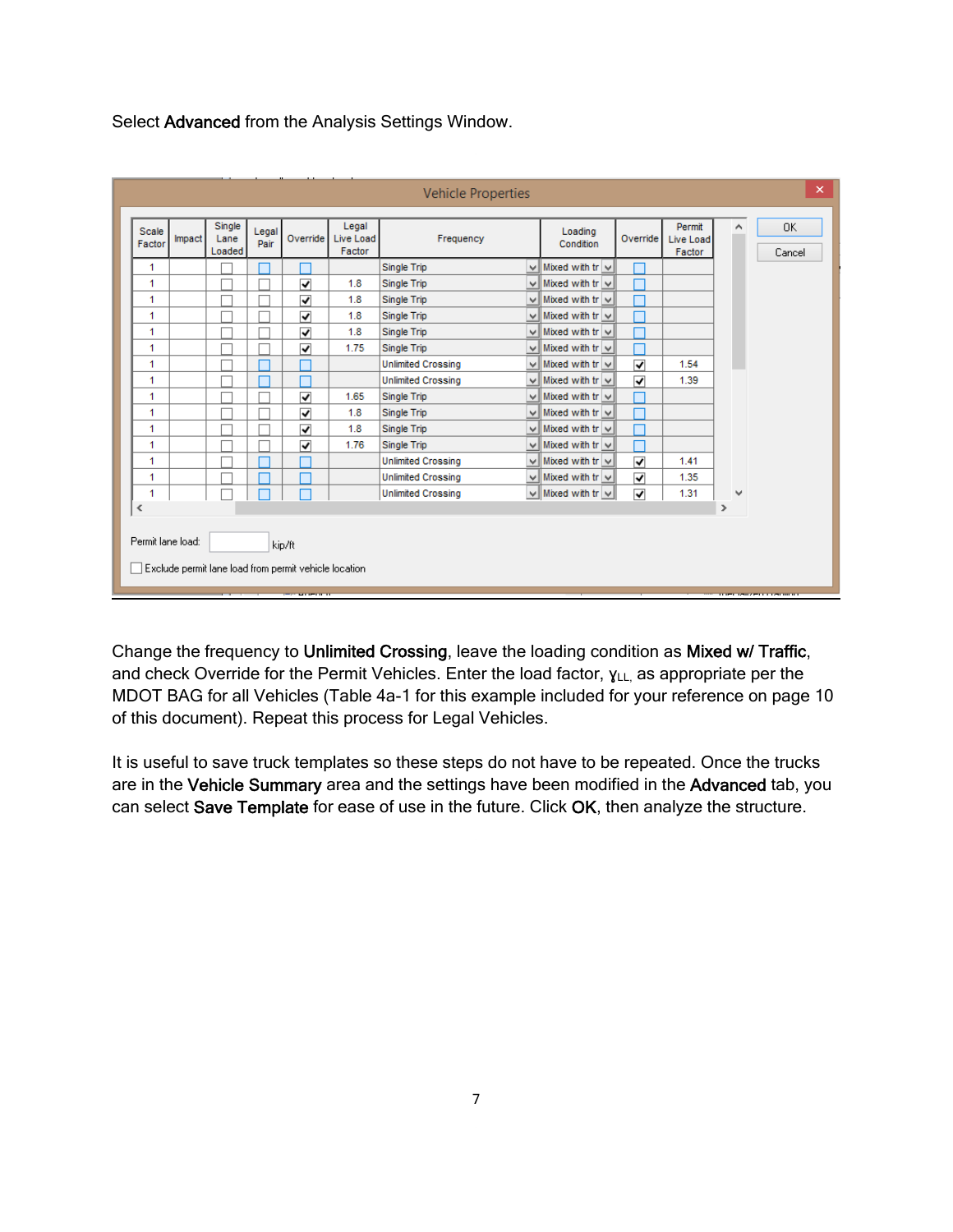Select **Advanced** from the Analysis Settings Window.

**Vehicle Properties**

| Scale Factor | Impact | Single Lane Loaded | Legal Pair | Override | Legal Live Load Factor | Frequency | Loading Condition | Override | Permit Live Load Factor |
|---|---|---|---|---|---|---|---|---|---|
| 1 | | ☐ | ☐ | ☐ | | Single Trip | Mixed with tr | ☐ | |
| 1 | | ☐ | ☐ | ☑ | 1.8 | Single Trip | Mixed with tr | ☐ | |
| 1 | | ☐ | ☐ | ☑ | 1.8 | Single Trip | Mixed with tr | ☐ | |
| 1 | | ☐ | ☐ | ☑ | 1.8 | Single Trip | Mixed with tr | ☐ | |
| 1 | | ☐ | ☐ | ☑ | 1.8 | Single Trip | Mixed with tr | ☐ | |
| 1 | | ☐ | ☐ | ☑ | 1.75 | Single Trip | Mixed with tr | ☐ | |
| 1 | | ☐ | ☐ | ☐ | | Unlimited Crossing | Mixed with tr | ☑ | 1.54 |
| 1 | | ☐ | ☐ | ☐ | | Unlimited Crossing | Mixed with tr | ☑ | 1.39 |
| 1 | | ☐ | ☐ | ☑ | 1.65 | Single Trip | Mixed with tr | ☐ | |
| 1 | | ☐ | ☐ | ☑ | 1.8 | Single Trip | Mixed with tr | ☐ | |
| 1 | | ☐ | ☐ | ☑ | 1.8 | Single Trip | Mixed with tr | ☐ | |
| 1 | | ☐ | ☐ | ☑ | 1.76 | Single Trip | Mixed with tr | ☐ | |
| 1 | | ☐ | ☐ | ☐ | | Unlimited Crossing | Mixed with tr | ☑ | 1.41 |
| 1 | | ☐ | ☐ | ☐ | | Unlimited Crossing | Mixed with tr | ☑ | 1.35 |
| 1 | | ☐ | ☐ | ☐ | | Unlimited Crossing | Mixed with tr | ☑ | 1.31 |

Permit lane load: ______ kip/ft

☐ Exclude permit lane load from permit vehicle location

OK | Cancel

Change the frequency to **Unlimited Crossing**, leave the loading condition as **Mixed w/ Traffic**, and check Override for the Permit Vehicles. Enter the load factor, $\gamma_{LL}$, as appropriate per the MDOT BAG for all Vehicles (Table 4a-1 for this example included for your reference on page 10 of this document). Repeat this process for Legal Vehicles.

It is useful to save truck templates so these steps do not have to be repeated. Once the trucks are in the **Vehicle Summary** area and the settings have been modified in the **Advanced** tab, you can select **Save Template** for ease of use in the future. Click **OK**, then analyze the structure.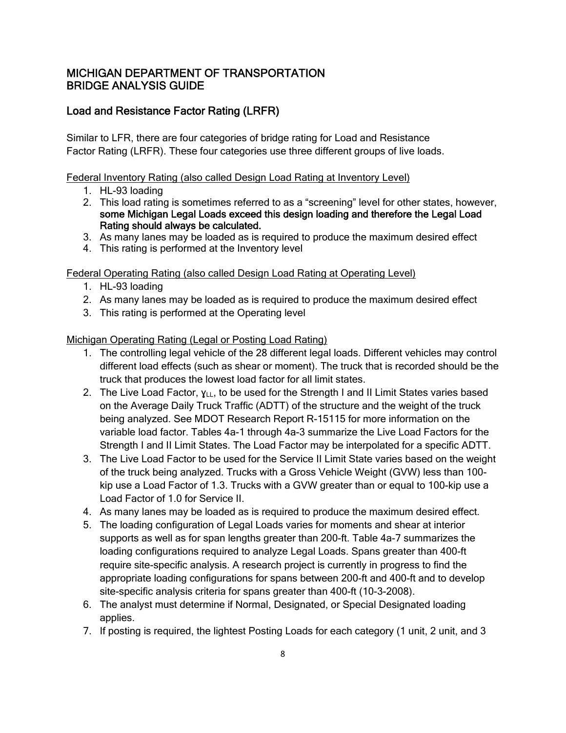# MICHIGAN DEPARTMENT OF TRANSPORTATION
# BRIDGE ANALYSIS GUIDE

## Load and Resistance Factor Rating (LRFR)

Similar to LFR, there are four categories of bridge rating for Load and Resistance Factor Rating (LRFR). These four categories use three different groups of live loads.

Federal Inventory Rating (also called Design Load Rating at Inventory Level)

1. HL-93 loading
2. This load rating is sometimes referred to as a "screening" level for other states, however, **some Michigan Legal Loads exceed this design loading and therefore the Legal Load Rating should always be calculated.**
3. As many lanes may be loaded as is required to produce the maximum desired effect
4. This rating is performed at the Inventory level

Federal Operating Rating (also called Design Load Rating at Operating Level)

1. HL-93 loading
2. As many lanes may be loaded as is required to produce the maximum desired effect
3. This rating is performed at the Operating level

Michigan Operating Rating (Legal or Posting Load Rating)

1. The controlling legal vehicle of the 28 different legal loads. Different vehicles may control different load effects (such as shear or moment). The truck that is recorded should be the truck that produces the lowest load factor for all limit states.
2. The Live Load Factor, $\gamma_{LL}$, to be used for the Strength I and II Limit States varies based on the Average Daily Truck Traffic (ADTT) of the structure and the weight of the truck being analyzed. See MDOT Research Report R-15115 for more information on the variable load factor. Tables 4a-1 through 4a-3 summarize the Live Load Factors for the Strength I and II Limit States. The Load Factor may be interpolated for a specific ADTT.
3. The Live Load Factor to be used for the Service II Limit State varies based on the weight of the truck being analyzed. Trucks with a Gross Vehicle Weight (GVW) less than 100-kip use a Load Factor of 1.3. Trucks with a GVW greater than or equal to 100-kip use a Load Factor of 1.0 for Service II.
4. As many lanes may be loaded as is required to produce the maximum desired effect.
5. The loading configuration of Legal Loads varies for moments and shear at interior supports as well as for span lengths greater than 200-ft. Table 4a-7 summarizes the loading configurations required to analyze Legal Loads. Spans greater than 400-ft require site-specific analysis. A research project is currently in progress to find the appropriate loading configurations for spans between 200-ft and 400-ft and to develop site-specific analysis criteria for spans greater than 400-ft (10-3-2008).
6. The analyst must determine if Normal, Designated, or Special Designated loading applies.
7. If posting is required, the lightest Posting Loads for each category (1 unit, 2 unit, and 3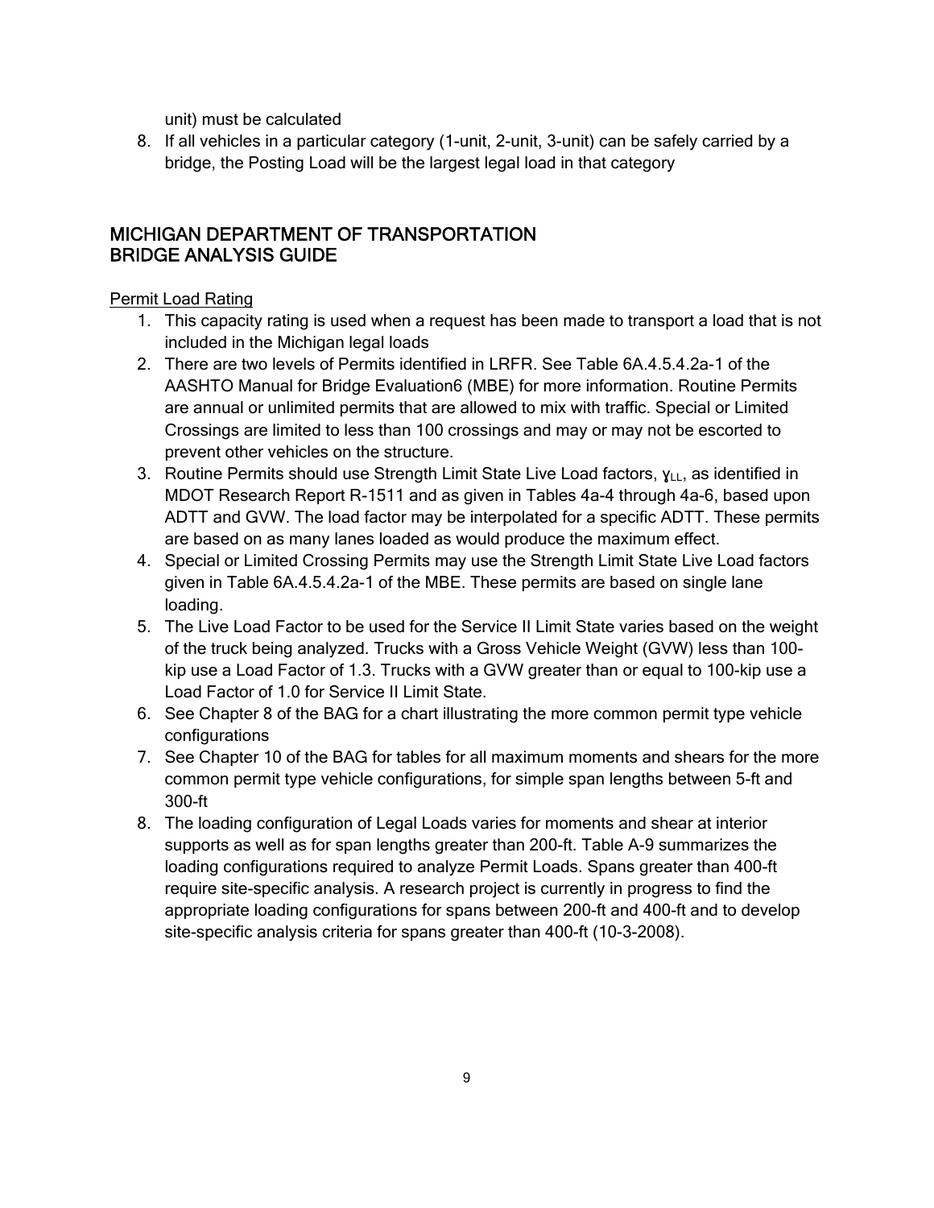unit) must be calculated

8. If all vehicles in a particular category (1-unit, 2-unit, 3-unit) can be safely carried by a bridge, the Posting Load will be the largest legal load in that category

## MICHIGAN DEPARTMENT OF TRANSPORTATION BRIDGE ANALYSIS GUIDE

Permit Load Rating

1. This capacity rating is used when a request has been made to transport a load that is not included in the Michigan legal loads
2. There are two levels of Permits identified in LRFR. See Table 6A.4.5.4.2a-1 of the AASHTO Manual for Bridge Evaluation6 (MBE) for more information. Routine Permits are annual or unlimited permits that are allowed to mix with traffic. Special or Limited Crossings are limited to less than 100 crossings and may or may not be escorted to prevent other vehicles on the structure.
3. Routine Permits should use Strength Limit State Live Load factors, $\gamma_{LL}$, as identified in MDOT Research Report R-1511 and as given in Tables 4a-4 through 4a-6, based upon ADTT and GVW. The load factor may be interpolated for a specific ADTT. These permits are based on as many lanes loaded as would produce the maximum effect.
4. Special or Limited Crossing Permits may use the Strength Limit State Live Load factors given in Table 6A.4.5.4.2a-1 of the MBE. These permits are based on single lane loading.
5. The Live Load Factor to be used for the Service II Limit State varies based on the weight of the truck being analyzed. Trucks with a Gross Vehicle Weight (GVW) less than 100-kip use a Load Factor of 1.3. Trucks with a GVW greater than or equal to 100-kip use a Load Factor of 1.0 for Service II Limit State.
6. See Chapter 8 of the BAG for a chart illustrating the more common permit type vehicle configurations
7. See Chapter 10 of the BAG for tables for all maximum moments and shears for the more common permit type vehicle configurations, for simple span lengths between 5-ft and 300-ft
8. The loading configuration of Legal Loads varies for moments and shear at interior supports as well as for span lengths greater than 200-ft. Table A-9 summarizes the loading configurations required to analyze Permit Loads. Spans greater than 400-ft require site-specific analysis. A research project is currently in progress to find the appropriate loading configurations for spans between 200-ft and 400-ft and to develop site-specific analysis criteria for spans greater than 400-ft (10-3-2008).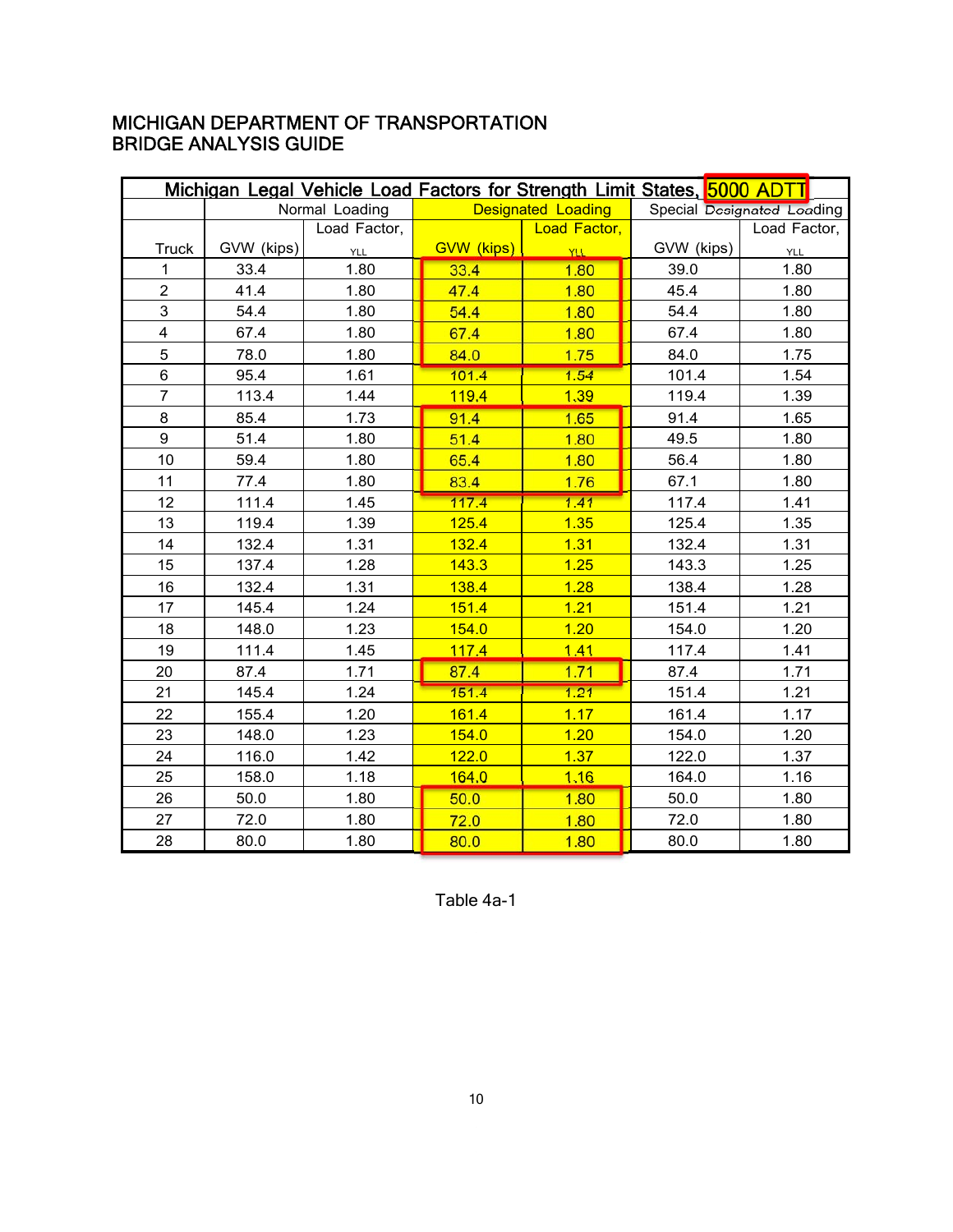# MICHIGAN DEPARTMENT OF TRANSPORTATION
# BRIDGE ANALYSIS GUIDE

| Michigan Legal Vehicle Load Factors for Strength Limit States, 5000 ADTT | | | | | | |
|---|---|---|---|---|---|---|
| | Normal Loading | | Designated Loading | | Special Designated Loading | |
| Truck | GVW (kips) | Load Factor, $\gamma_{LL}$ | GVW (kips) | Load Factor, $\gamma_{LL}$ | GVW (kips) | Load Factor, $\gamma_{LL}$ |
| 1 | 33.4 | 1.80 | 33.4 | 1.80 | 39.0 | 1.80 |
| 2 | 41.4 | 1.80 | 47.4 | 1.80 | 45.4 | 1.80 |
| 3 | 54.4 | 1.80 | 54.4 | 1.80 | 54.4 | 1.80 |
| 4 | 67.4 | 1.80 | 67.4 | 1.80 | 67.4 | 1.80 |
| 5 | 78.0 | 1.80 | 84.0 | 1.75 | 84.0 | 1.75 |
| 6 | 95.4 | 1.61 | 101.4 | 1.54 | 101.4 | 1.54 |
| 7 | 113.4 | 1.44 | 119.4 | 1.39 | 119.4 | 1.39 |
| 8 | 85.4 | 1.73 | 91.4 | 1.65 | 91.4 | 1.65 |
| 9 | 51.4 | 1.80 | 51.4 | 1.80 | 49.5 | 1.80 |
| 10 | 59.4 | 1.80 | 65.4 | 1.80 | 56.4 | 1.80 |
| 11 | 77.4 | 1.80 | 83.4 | 1.76 | 67.1 | 1.80 |
| 12 | 111.4 | 1.45 | 117.4 | 1.41 | 117.4 | 1.41 |
| 13 | 119.4 | 1.39 | 125.4 | 1.35 | 125.4 | 1.35 |
| 14 | 132.4 | 1.31 | 132.4 | 1.31 | 132.4 | 1.31 |
| 15 | 137.4 | 1.28 | 143.3 | 1.25 | 143.3 | 1.25 |
| 16 | 132.4 | 1.31 | 138.4 | 1.28 | 138.4 | 1.28 |
| 17 | 145.4 | 1.24 | 151.4 | 1.21 | 151.4 | 1.21 |
| 18 | 148.0 | 1.23 | 154.0 | 1.20 | 154.0 | 1.20 |
| 19 | 111.4 | 1.45 | 117.4 | 1.41 | 117.4 | 1.41 |
| 20 | 87.4 | 1.71 | 87.4 | 1.71 | 87.4 | 1.71 |
| 21 | 145.4 | 1.24 | 151.4 | 1.21 | 151.4 | 1.21 |
| 22 | 155.4 | 1.20 | 161.4 | 1.17 | 161.4 | 1.17 |
| 23 | 148.0 | 1.23 | 154.0 | 1.20 | 154.0 | 1.20 |
| 24 | 116.0 | 1.42 | 122.0 | 1.37 | 122.0 | 1.37 |
| 25 | 158.0 | 1.18 | 164.0 | 1.16 | 164.0 | 1.16 |
| 26 | 50.0 | 1.80 | 50.0 | 1.80 | 50.0 | 1.80 |
| 27 | 72.0 | 1.80 | 72.0 | 1.80 | 72.0 | 1.80 |
| 28 | 80.0 | 1.80 | 80.0 | 1.80 | 80.0 | 1.80 |

Table 4a-1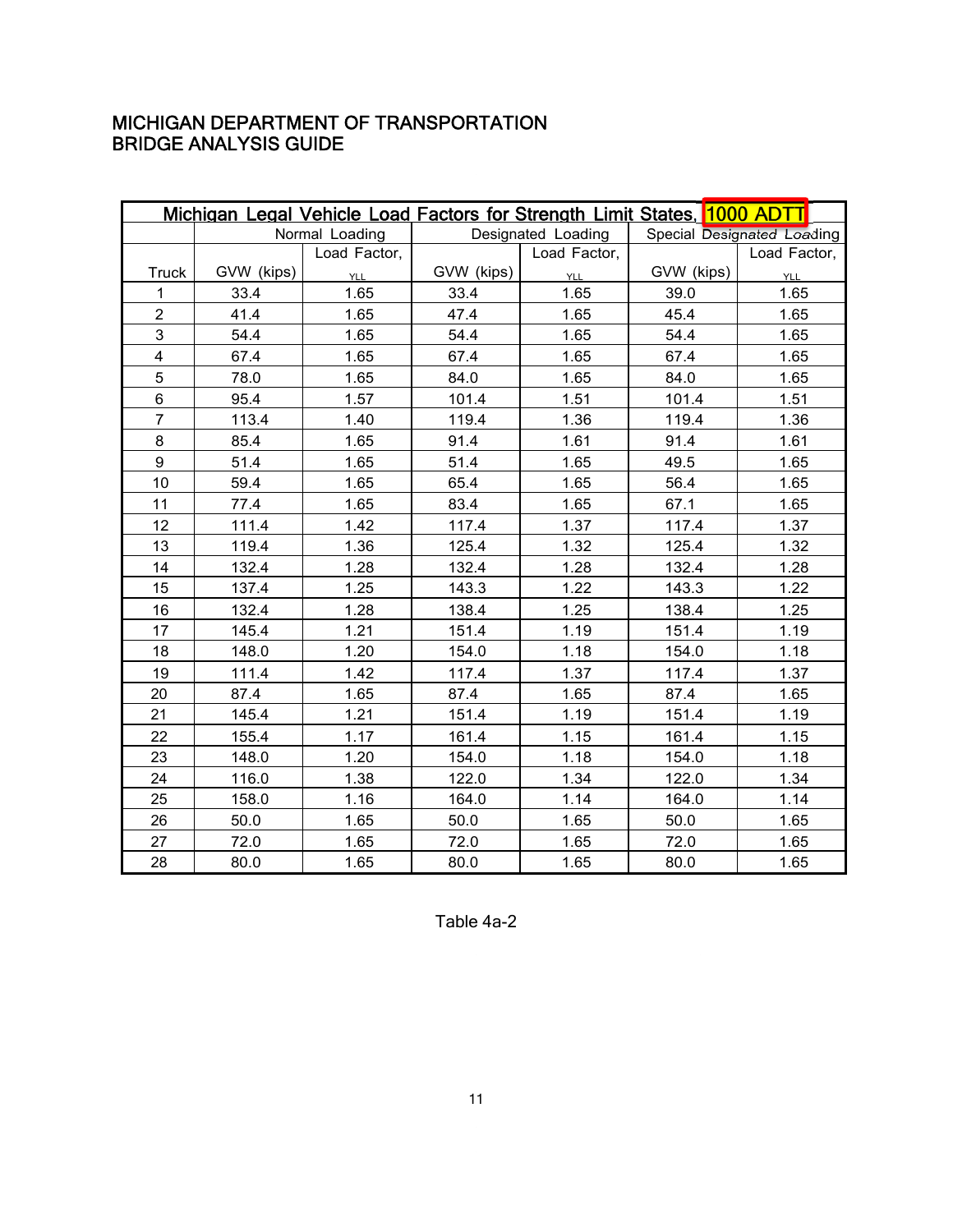MICHIGAN DEPARTMENT OF TRANSPORTATION
BRIDGE ANALYSIS GUIDE

| Michigan Legal Vehicle Load Factors for Strength Limit States, 1000 ADTT | | | | | | |
|---|---|---|---|---|---|---|
| | Normal Loading | | Designated Loading | | Special Designated Loading | |
| Truck | GVW (kips) | Load Factor, $\gamma_{LL}$ | GVW (kips) | Load Factor, $\gamma_{LL}$ | GVW (kips) | Load Factor, $\gamma_{LL}$ |
| 1 | 33.4 | 1.65 | 33.4 | 1.65 | 39.0 | 1.65 |
| 2 | 41.4 | 1.65 | 47.4 | 1.65 | 45.4 | 1.65 |
| 3 | 54.4 | 1.65 | 54.4 | 1.65 | 54.4 | 1.65 |
| 4 | 67.4 | 1.65 | 67.4 | 1.65 | 67.4 | 1.65 |
| 5 | 78.0 | 1.65 | 84.0 | 1.65 | 84.0 | 1.65 |
| 6 | 95.4 | 1.57 | 101.4 | 1.51 | 101.4 | 1.51 |
| 7 | 113.4 | 1.40 | 119.4 | 1.36 | 119.4 | 1.36 |
| 8 | 85.4 | 1.65 | 91.4 | 1.61 | 91.4 | 1.61 |
| 9 | 51.4 | 1.65 | 51.4 | 1.65 | 49.5 | 1.65 |
| 10 | 59.4 | 1.65 | 65.4 | 1.65 | 56.4 | 1.65 |
| 11 | 77.4 | 1.65 | 83.4 | 1.65 | 67.1 | 1.65 |
| 12 | 111.4 | 1.42 | 117.4 | 1.37 | 117.4 | 1.37 |
| 13 | 119.4 | 1.36 | 125.4 | 1.32 | 125.4 | 1.32 |
| 14 | 132.4 | 1.28 | 132.4 | 1.28 | 132.4 | 1.28 |
| 15 | 137.4 | 1.25 | 143.3 | 1.22 | 143.3 | 1.22 |
| 16 | 132.4 | 1.28 | 138.4 | 1.25 | 138.4 | 1.25 |
| 17 | 145.4 | 1.21 | 151.4 | 1.19 | 151.4 | 1.19 |
| 18 | 148.0 | 1.20 | 154.0 | 1.18 | 154.0 | 1.18 |
| 19 | 111.4 | 1.42 | 117.4 | 1.37 | 117.4 | 1.37 |
| 20 | 87.4 | 1.65 | 87.4 | 1.65 | 87.4 | 1.65 |
| 21 | 145.4 | 1.21 | 151.4 | 1.19 | 151.4 | 1.19 |
| 22 | 155.4 | 1.17 | 161.4 | 1.15 | 161.4 | 1.15 |
| 23 | 148.0 | 1.20 | 154.0 | 1.18 | 154.0 | 1.18 |
| 24 | 116.0 | 1.38 | 122.0 | 1.34 | 122.0 | 1.34 |
| 25 | 158.0 | 1.16 | 164.0 | 1.14 | 164.0 | 1.14 |
| 26 | 50.0 | 1.65 | 50.0 | 1.65 | 50.0 | 1.65 |
| 27 | 72.0 | 1.65 | 72.0 | 1.65 | 72.0 | 1.65 |
| 28 | 80.0 | 1.65 | 80.0 | 1.65 | 80.0 | 1.65 |

Table 4a-2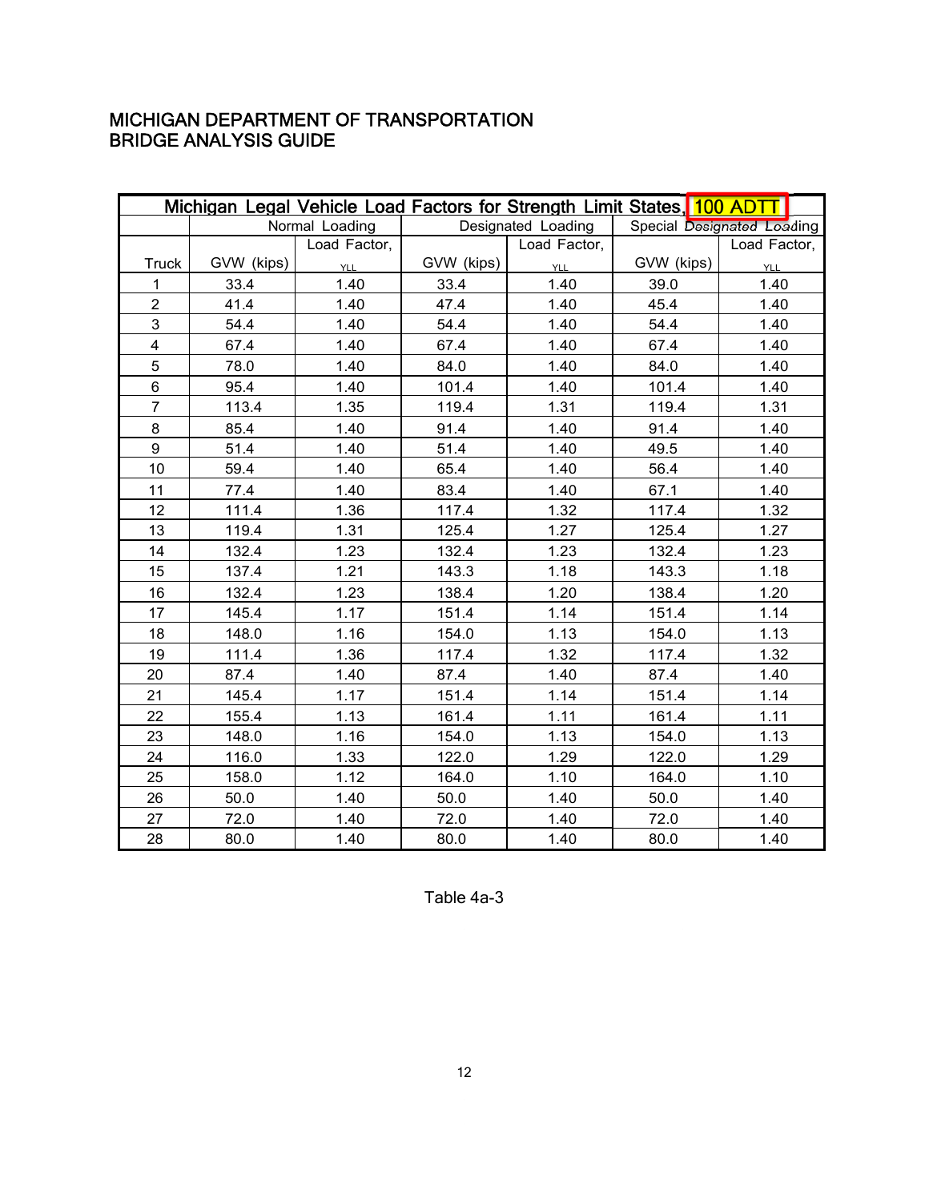MICHIGAN DEPARTMENT OF TRANSPORTATION
BRIDGE ANALYSIS GUIDE

| Michigan Legal Vehicle Load Factors for Strength Limit States, 100 ADTT | | | | | | |
|---|---|---|---|---|---|---|
| | Normal Loading | | Designated Loading | | Special Designated Loading | |
| Truck | GVW (kips) | Load Factor, $\gamma_{LL}$ | GVW (kips) | Load Factor, $\gamma_{LL}$ | GVW (kips) | Load Factor, $\gamma_{LL}$ |
| 1 | 33.4 | 1.40 | 33.4 | 1.40 | 39.0 | 1.40 |
| 2 | 41.4 | 1.40 | 47.4 | 1.40 | 45.4 | 1.40 |
| 3 | 54.4 | 1.40 | 54.4 | 1.40 | 54.4 | 1.40 |
| 4 | 67.4 | 1.40 | 67.4 | 1.40 | 67.4 | 1.40 |
| 5 | 78.0 | 1.40 | 84.0 | 1.40 | 84.0 | 1.40 |
| 6 | 95.4 | 1.40 | 101.4 | 1.40 | 101.4 | 1.40 |
| 7 | 113.4 | 1.35 | 119.4 | 1.31 | 119.4 | 1.31 |
| 8 | 85.4 | 1.40 | 91.4 | 1.40 | 91.4 | 1.40 |
| 9 | 51.4 | 1.40 | 51.4 | 1.40 | 49.5 | 1.40 |
| 10 | 59.4 | 1.40 | 65.4 | 1.40 | 56.4 | 1.40 |
| 11 | 77.4 | 1.40 | 83.4 | 1.40 | 67.1 | 1.40 |
| 12 | 111.4 | 1.36 | 117.4 | 1.32 | 117.4 | 1.32 |
| 13 | 119.4 | 1.31 | 125.4 | 1.27 | 125.4 | 1.27 |
| 14 | 132.4 | 1.23 | 132.4 | 1.23 | 132.4 | 1.23 |
| 15 | 137.4 | 1.21 | 143.3 | 1.18 | 143.3 | 1.18 |
| 16 | 132.4 | 1.23 | 138.4 | 1.20 | 138.4 | 1.20 |
| 17 | 145.4 | 1.17 | 151.4 | 1.14 | 151.4 | 1.14 |
| 18 | 148.0 | 1.16 | 154.0 | 1.13 | 154.0 | 1.13 |
| 19 | 111.4 | 1.36 | 117.4 | 1.32 | 117.4 | 1.32 |
| 20 | 87.4 | 1.40 | 87.4 | 1.40 | 87.4 | 1.40 |
| 21 | 145.4 | 1.17 | 151.4 | 1.14 | 151.4 | 1.14 |
| 22 | 155.4 | 1.13 | 161.4 | 1.11 | 161.4 | 1.11 |
| 23 | 148.0 | 1.16 | 154.0 | 1.13 | 154.0 | 1.13 |
| 24 | 116.0 | 1.33 | 122.0 | 1.29 | 122.0 | 1.29 |
| 25 | 158.0 | 1.12 | 164.0 | 1.10 | 164.0 | 1.10 |
| 26 | 50.0 | 1.40 | 50.0 | 1.40 | 50.0 | 1.40 |
| 27 | 72.0 | 1.40 | 72.0 | 1.40 | 72.0 | 1.40 |
| 28 | 80.0 | 1.40 | 80.0 | 1.40 | 80.0 | 1.40 |

Table 4a-3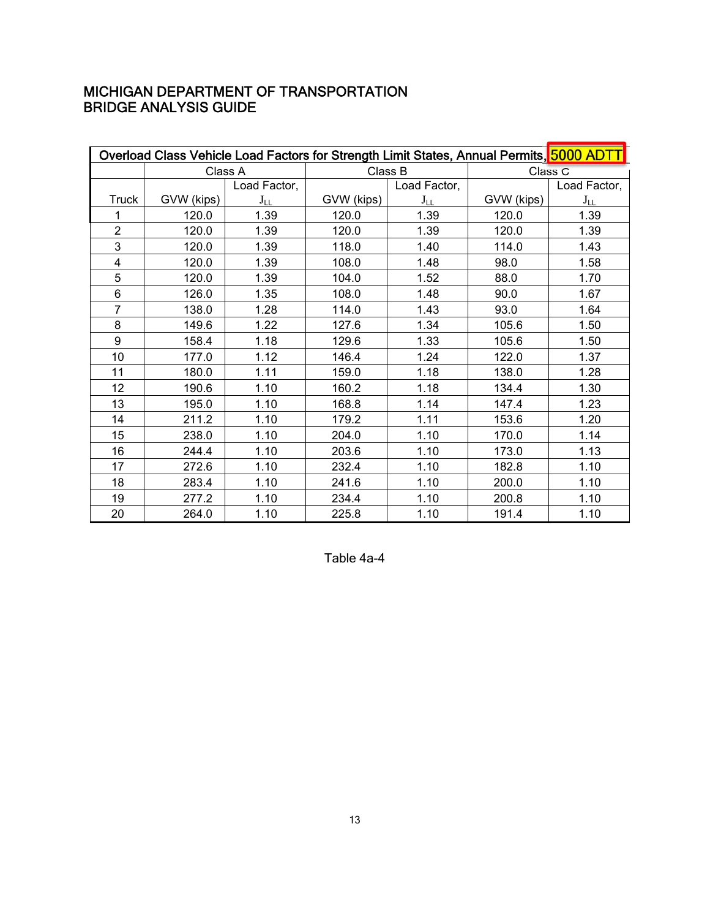MICHIGAN DEPARTMENT OF TRANSPORTATION
BRIDGE ANALYSIS GUIDE

| Overload Class Vehicle Load Factors for Strength Limit States, Annual Permits, 5000 ADTT | | | | | | |
|---|---|---|---|---|---|---|
| | Class A | | Class B | | Class C | |
| Truck | GVW (kips) | Load Factor, $J_{LL}$ | GVW (kips) | Load Factor, $J_{LL}$ | GVW (kips) | Load Factor, $J_{LL}$ |
| 1 | 120.0 | 1.39 | 120.0 | 1.39 | 120.0 | 1.39 |
| 2 | 120.0 | 1.39 | 120.0 | 1.39 | 120.0 | 1.39 |
| 3 | 120.0 | 1.39 | 118.0 | 1.40 | 114.0 | 1.43 |
| 4 | 120.0 | 1.39 | 108.0 | 1.48 | 98.0 | 1.58 |
| 5 | 120.0 | 1.39 | 104.0 | 1.52 | 88.0 | 1.70 |
| 6 | 126.0 | 1.35 | 108.0 | 1.48 | 90.0 | 1.67 |
| 7 | 138.0 | 1.28 | 114.0 | 1.43 | 93.0 | 1.64 |
| 8 | 149.6 | 1.22 | 127.6 | 1.34 | 105.6 | 1.50 |
| 9 | 158.4 | 1.18 | 129.6 | 1.33 | 105.6 | 1.50 |
| 10 | 177.0 | 1.12 | 146.4 | 1.24 | 122.0 | 1.37 |
| 11 | 180.0 | 1.11 | 159.0 | 1.18 | 138.0 | 1.28 |
| 12 | 190.6 | 1.10 | 160.2 | 1.18 | 134.4 | 1.30 |
| 13 | 195.0 | 1.10 | 168.8 | 1.14 | 147.4 | 1.23 |
| 14 | 211.2 | 1.10 | 179.2 | 1.11 | 153.6 | 1.20 |
| 15 | 238.0 | 1.10 | 204.0 | 1.10 | 170.0 | 1.14 |
| 16 | 244.4 | 1.10 | 203.6 | 1.10 | 173.0 | 1.13 |
| 17 | 272.6 | 1.10 | 232.4 | 1.10 | 182.8 | 1.10 |
| 18 | 283.4 | 1.10 | 241.6 | 1.10 | 200.0 | 1.10 |
| 19 | 277.2 | 1.10 | 234.4 | 1.10 | 200.8 | 1.10 |
| 20 | 264.0 | 1.10 | 225.8 | 1.10 | 191.4 | 1.10 |

Table 4a-4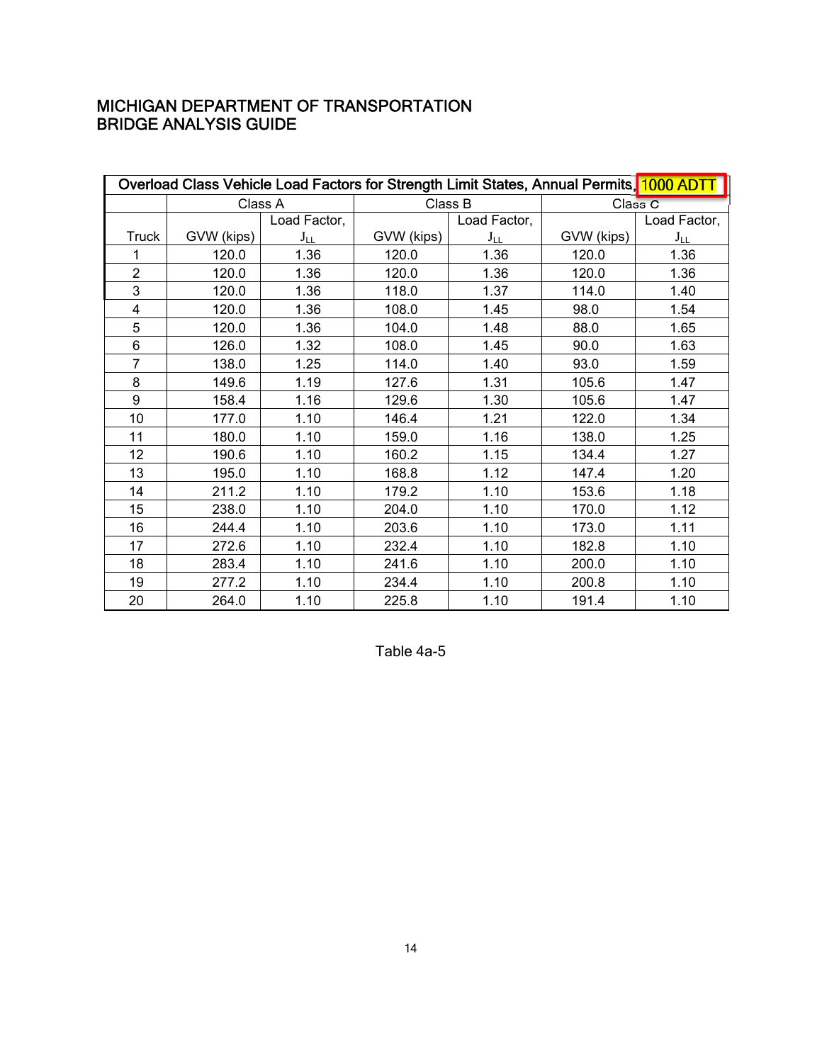MICHIGAN DEPARTMENT OF TRANSPORTATION
BRIDGE ANALYSIS GUIDE

| Overload Class Vehicle Load Factors for Strength Limit States, Annual Permits, 1000 ADTT | | | | | | |
|---|---|---|---|---|---|---|
| | Class A | | Class B | | Class C | |
| Truck | GVW (kips) | Load Factor, $J_{LL}$ | GVW (kips) | Load Factor, $J_{LL}$ | GVW (kips) | Load Factor, $J_{LL}$ |
| 1 | 120.0 | 1.36 | 120.0 | 1.36 | 120.0 | 1.36 |
| 2 | 120.0 | 1.36 | 120.0 | 1.36 | 120.0 | 1.36 |
| 3 | 120.0 | 1.36 | 118.0 | 1.37 | 114.0 | 1.40 |
| 4 | 120.0 | 1.36 | 108.0 | 1.45 | 98.0 | 1.54 |
| 5 | 120.0 | 1.36 | 104.0 | 1.48 | 88.0 | 1.65 |
| 6 | 126.0 | 1.32 | 108.0 | 1.45 | 90.0 | 1.63 |
| 7 | 138.0 | 1.25 | 114.0 | 1.40 | 93.0 | 1.59 |
| 8 | 149.6 | 1.19 | 127.6 | 1.31 | 105.6 | 1.47 |
| 9 | 158.4 | 1.16 | 129.6 | 1.30 | 105.6 | 1.47 |
| 10 | 177.0 | 1.10 | 146.4 | 1.21 | 122.0 | 1.34 |
| 11 | 180.0 | 1.10 | 159.0 | 1.16 | 138.0 | 1.25 |
| 12 | 190.6 | 1.10 | 160.2 | 1.15 | 134.4 | 1.27 |
| 13 | 195.0 | 1.10 | 168.8 | 1.12 | 147.4 | 1.20 |
| 14 | 211.2 | 1.10 | 179.2 | 1.10 | 153.6 | 1.18 |
| 15 | 238.0 | 1.10 | 204.0 | 1.10 | 170.0 | 1.12 |
| 16 | 244.4 | 1.10 | 203.6 | 1.10 | 173.0 | 1.11 |
| 17 | 272.6 | 1.10 | 232.4 | 1.10 | 182.8 | 1.10 |
| 18 | 283.4 | 1.10 | 241.6 | 1.10 | 200.0 | 1.10 |
| 19 | 277.2 | 1.10 | 234.4 | 1.10 | 200.8 | 1.10 |
| 20 | 264.0 | 1.10 | 225.8 | 1.10 | 191.4 | 1.10 |

Table 4a-5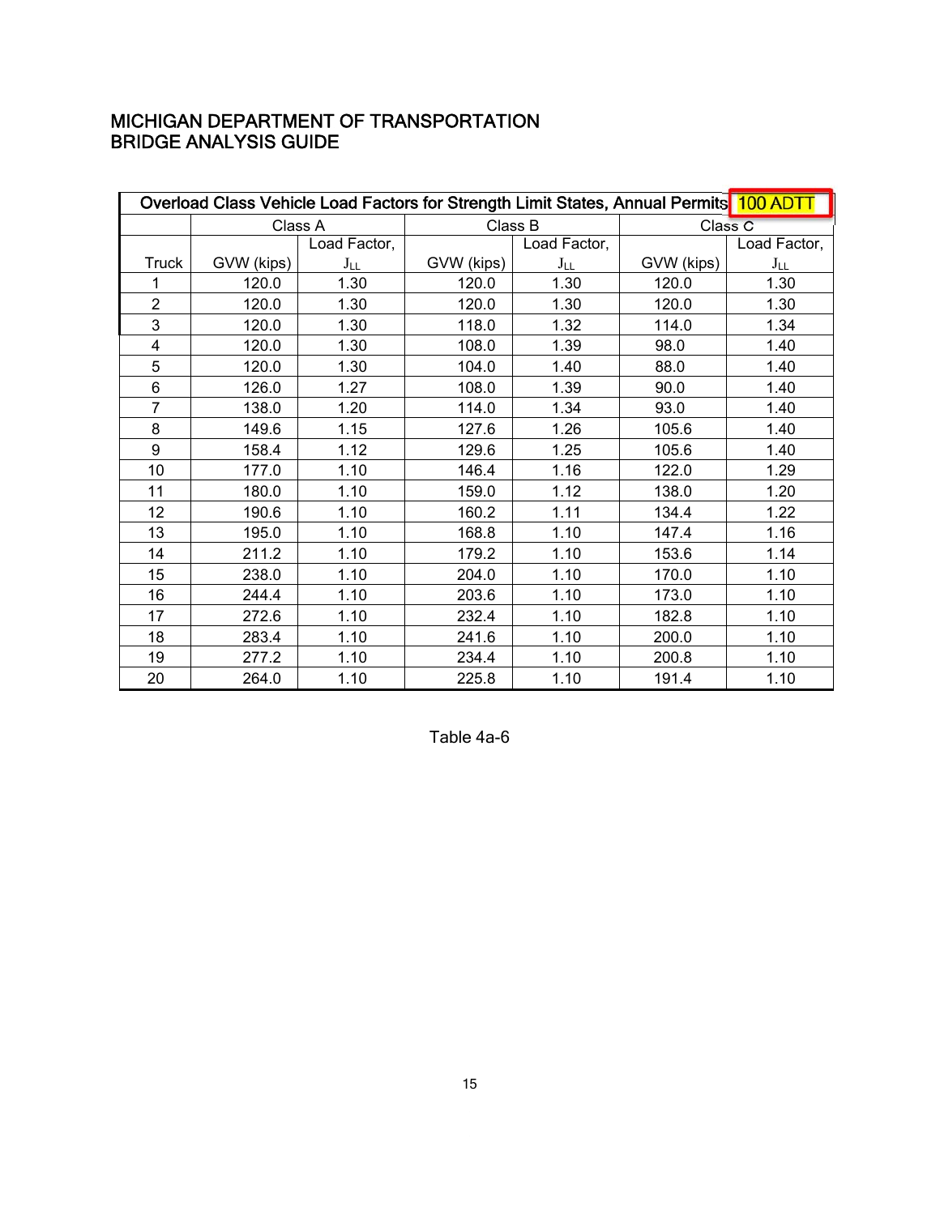# MICHIGAN DEPARTMENT OF TRANSPORTATION
## BRIDGE ANALYSIS GUIDE

| Overload Class Vehicle Load Factors for Strength Limit States, Annual Permits 100 ADTT | | | | | | |
|---|---|---|---|---|---|---|
| | Class A | | Class B | | Class C | |
| Truck | GVW (kips) | Load Factor, $J_{LL}$ | GVW (kips) | Load Factor, $J_{LL}$ | GVW (kips) | Load Factor, $J_{LL}$ |
| 1 | 120.0 | 1.30 | 120.0 | 1.30 | 120.0 | 1.30 |
| 2 | 120.0 | 1.30 | 120.0 | 1.30 | 120.0 | 1.30 |
| 3 | 120.0 | 1.30 | 118.0 | 1.32 | 114.0 | 1.34 |
| 4 | 120.0 | 1.30 | 108.0 | 1.39 | 98.0 | 1.40 |
| 5 | 120.0 | 1.30 | 104.0 | 1.40 | 88.0 | 1.40 |
| 6 | 126.0 | 1.27 | 108.0 | 1.39 | 90.0 | 1.40 |
| 7 | 138.0 | 1.20 | 114.0 | 1.34 | 93.0 | 1.40 |
| 8 | 149.6 | 1.15 | 127.6 | 1.26 | 105.6 | 1.40 |
| 9 | 158.4 | 1.12 | 129.6 | 1.25 | 105.6 | 1.40 |
| 10 | 177.0 | 1.10 | 146.4 | 1.16 | 122.0 | 1.29 |
| 11 | 180.0 | 1.10 | 159.0 | 1.12 | 138.0 | 1.20 |
| 12 | 190.6 | 1.10 | 160.2 | 1.11 | 134.4 | 1.22 |
| 13 | 195.0 | 1.10 | 168.8 | 1.10 | 147.4 | 1.16 |
| 14 | 211.2 | 1.10 | 179.2 | 1.10 | 153.6 | 1.14 |
| 15 | 238.0 | 1.10 | 204.0 | 1.10 | 170.0 | 1.10 |
| 16 | 244.4 | 1.10 | 203.6 | 1.10 | 173.0 | 1.10 |
| 17 | 272.6 | 1.10 | 232.4 | 1.10 | 182.8 | 1.10 |
| 18 | 283.4 | 1.10 | 241.6 | 1.10 | 200.0 | 1.10 |
| 19 | 277.2 | 1.10 | 234.4 | 1.10 | 200.8 | 1.10 |
| 20 | 264.0 | 1.10 | 225.8 | 1.10 | 191.4 | 1.10 |

Table 4a-6